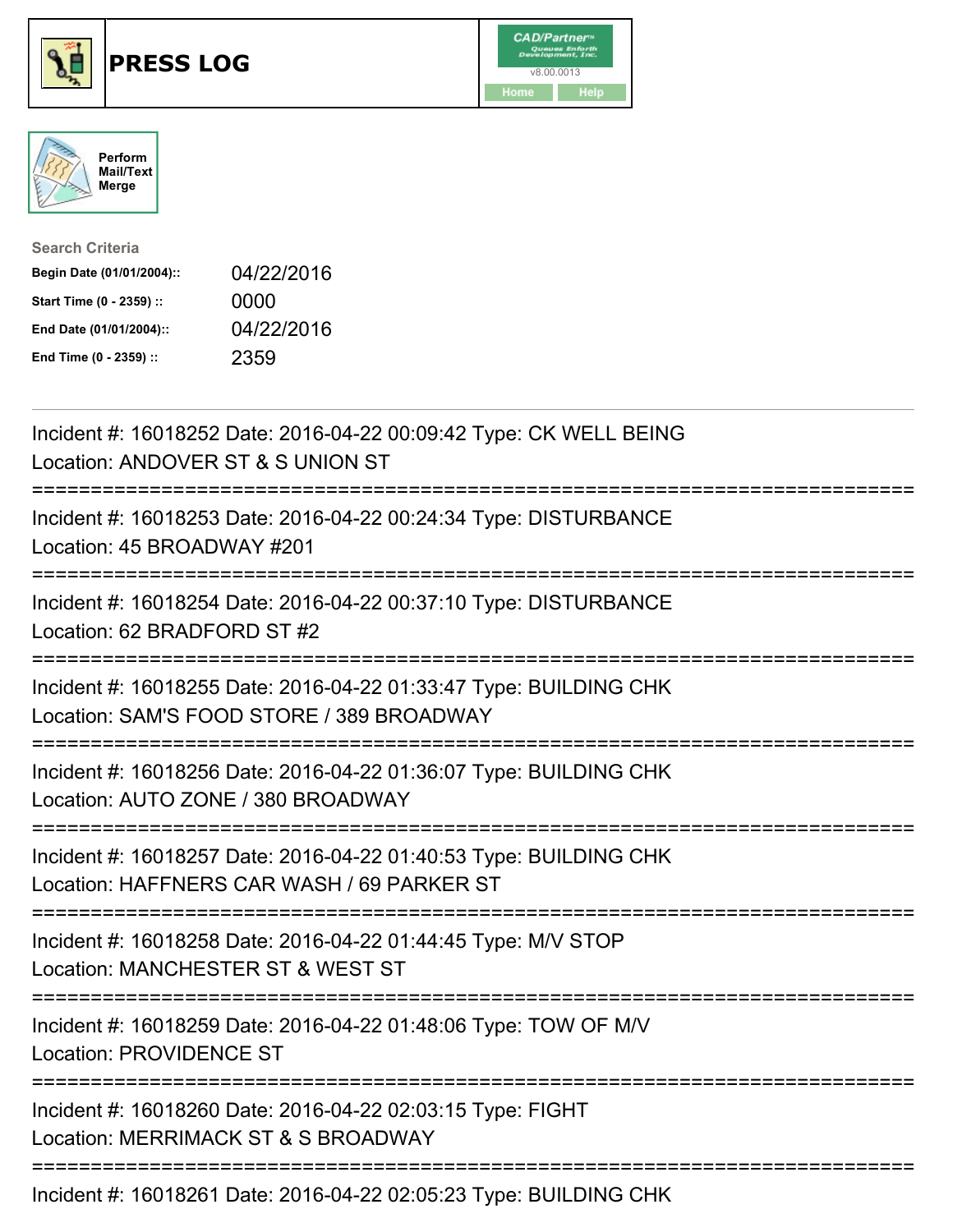# PRESS LOG

CAD/Partner™ Queues Enforth Development, Inc. v8.00.0013

Home | Help

Perform Mail/Text Merge

**Search Criteria**

| | |
|---|---|
| **Begin Date (01/01/2004)::** | 04/22/2016 |
| **Start Time (0 - 2359) ::** | 0000 |
| **End Date (01/01/2004)::** | 04/22/2016 |
| **End Time (0 - 2359) ::** | 2359 |

---

Incident #: 16018252 Date: 2016-04-22 00:09:42 Type: CK WELL BEING
Location: ANDOVER ST & S UNION ST

===========================================================================

Incident #: 16018253 Date: 2016-04-22 00:24:34 Type: DISTURBANCE
Location: 45 BROADWAY #201

===========================================================================

Incident #: 16018254 Date: 2016-04-22 00:37:10 Type: DISTURBANCE
Location: 62 BRADFORD ST #2

===========================================================================

Incident #: 16018255 Date: 2016-04-22 01:33:47 Type: BUILDING CHK
Location: SAM'S FOOD STORE / 389 BROADWAY

===========================================================================

Incident #: 16018256 Date: 2016-04-22 01:36:07 Type: BUILDING CHK
Location: AUTO ZONE / 380 BROADWAY

===========================================================================

Incident #: 16018257 Date: 2016-04-22 01:40:53 Type: BUILDING CHK
Location: HAFFNERS CAR WASH / 69 PARKER ST

===========================================================================

Incident #: 16018258 Date: 2016-04-22 01:44:45 Type: M/V STOP
Location: MANCHESTER ST & WEST ST

===========================================================================

Incident #: 16018259 Date: 2016-04-22 01:48:06 Type: TOW OF M/V
Location: PROVIDENCE ST

===========================================================================

Incident #: 16018260 Date: 2016-04-22 02:03:15 Type: FIGHT
Location: MERRIMACK ST & S BROADWAY

===========================================================================

Incident #: 16018261 Date: 2016-04-22 02:05:23 Type: BUILDING CHK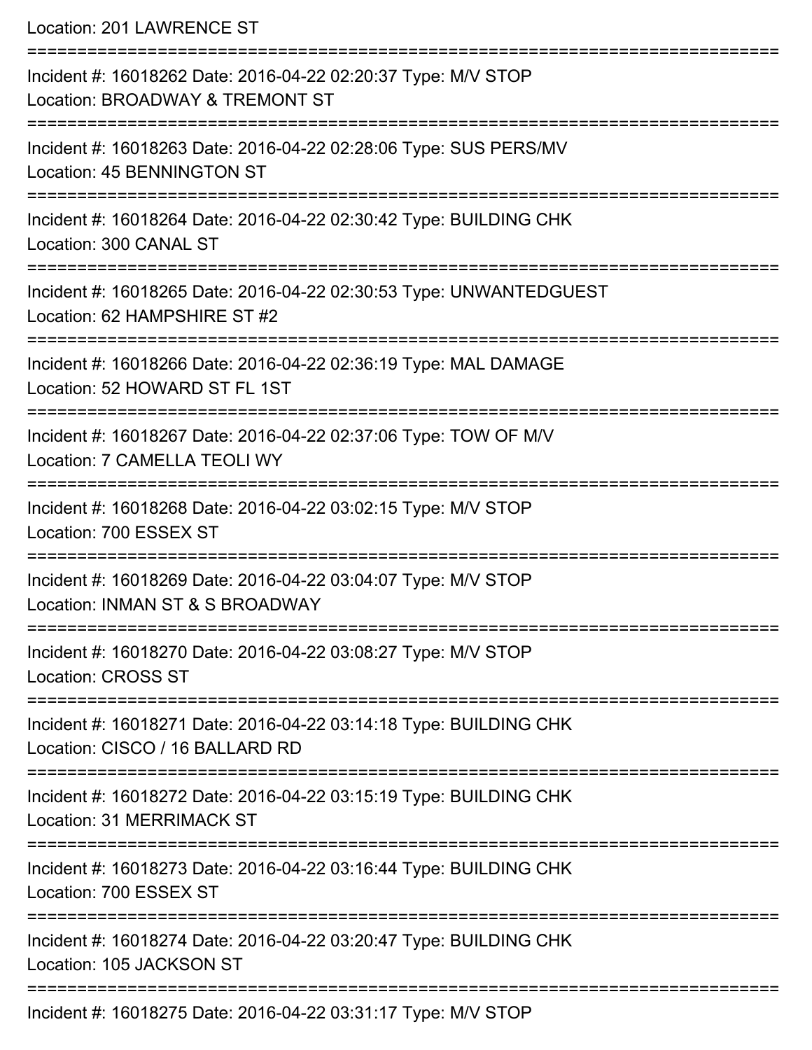Location: 201 LAWRENCE ST

===========================================================================

Incident #: 16018262 Date: 2016-04-22 02:20:37 Type: M/V STOP

Location: BROADWAY & TREMONT ST

===========================================================================

Incident #: 16018263 Date: 2016-04-22 02:28:06 Type: SUS PERS/MV

Location: 45 BENNINGTON ST

===========================================================================

Incident #: 16018264 Date: 2016-04-22 02:30:42 Type: BUILDING CHK

Location: 300 CANAL ST

===========================================================================

Incident #: 16018265 Date: 2016-04-22 02:30:53 Type: UNWANTEDGUEST

Location: 62 HAMPSHIRE ST #2

===========================================================================

Incident #: 16018266 Date: 2016-04-22 02:36:19 Type: MAL DAMAGE

Location: 52 HOWARD ST FL 1ST

===========================================================================

Incident #: 16018267 Date: 2016-04-22 02:37:06 Type: TOW OF M/V

Location: 7 CAMELLA TEOLI WY

===========================================================================

Incident #: 16018268 Date: 2016-04-22 03:02:15 Type: M/V STOP

Location: 700 ESSEX ST

===========================================================================

Incident #: 16018269 Date: 2016-04-22 03:04:07 Type: M/V STOP

Location: INMAN ST & S BROADWAY

===========================================================================

Incident #: 16018270 Date: 2016-04-22 03:08:27 Type: M/V STOP

Location: CROSS ST

===========================================================================

Incident #: 16018271 Date: 2016-04-22 03:14:18 Type: BUILDING CHK

Location: CISCO / 16 BALLARD RD

===========================================================================

Incident #: 16018272 Date: 2016-04-22 03:15:19 Type: BUILDING CHK

Location: 31 MERRIMACK ST

===========================================================================

Incident #: 16018273 Date: 2016-04-22 03:16:44 Type: BUILDING CHK

Location: 700 ESSEX ST

===========================================================================

Incident #: 16018274 Date: 2016-04-22 03:20:47 Type: BUILDING CHK

Location: 105 JACKSON ST

===========================================================================

Incident #: 16018275 Date: 2016-04-22 03:31:17 Type: M/V STOP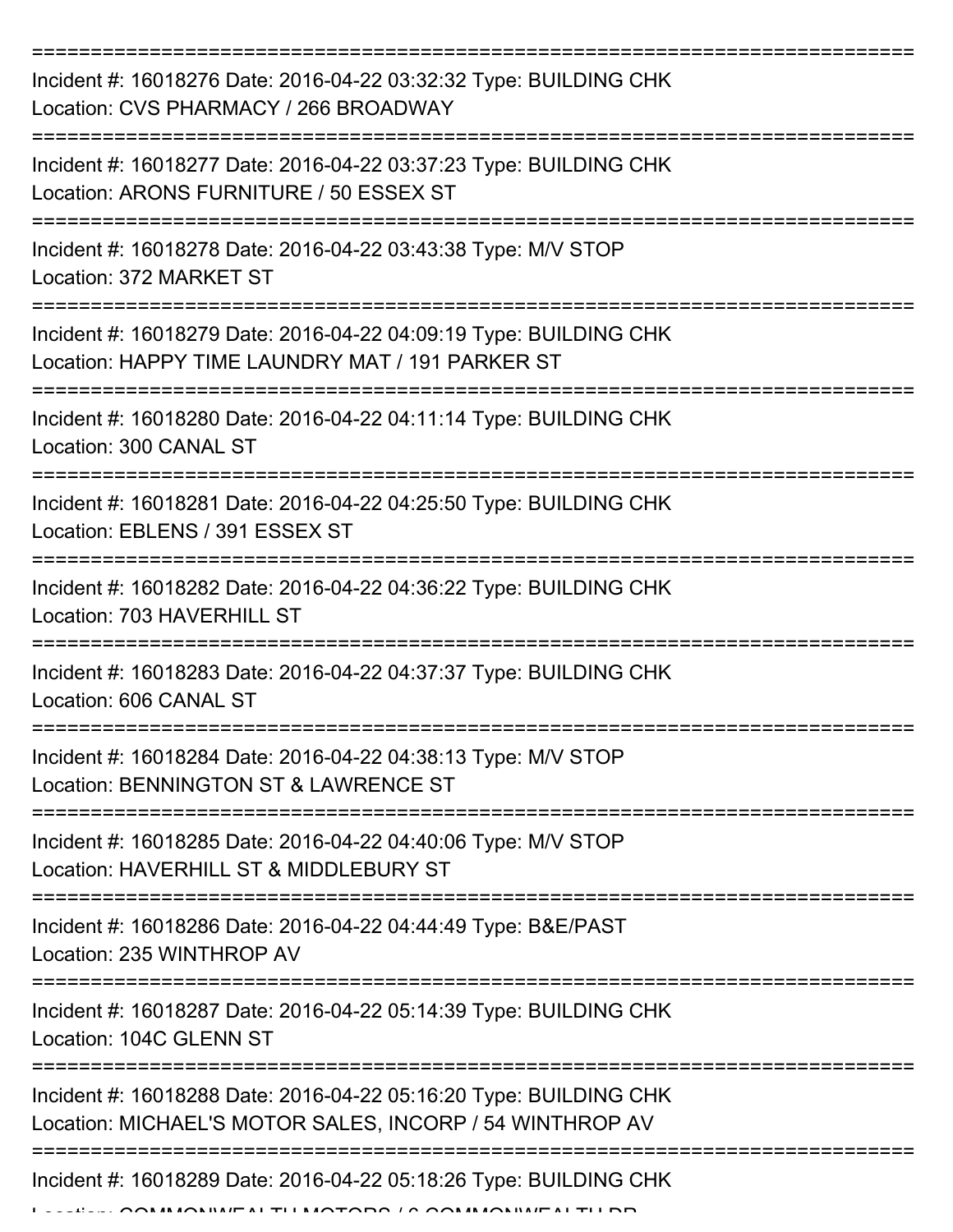===========================================================================
Incident #: 16018276 Date: 2016-04-22 03:32:32 Type: BUILDING CHK
Location: CVS PHARMACY / 266 BROADWAY
===========================================================================
Incident #: 16018277 Date: 2016-04-22 03:37:23 Type: BUILDING CHK
Location: ARONS FURNITURE / 50 ESSEX ST
===========================================================================
Incident #: 16018278 Date: 2016-04-22 03:43:38 Type: M/V STOP
Location: 372 MARKET ST
===========================================================================
Incident #: 16018279 Date: 2016-04-22 04:09:19 Type: BUILDING CHK
Location: HAPPY TIME LAUNDRY MAT / 191 PARKER ST
===========================================================================
Incident #: 16018280 Date: 2016-04-22 04:11:14 Type: BUILDING CHK
Location: 300 CANAL ST
===========================================================================
Incident #: 16018281 Date: 2016-04-22 04:25:50 Type: BUILDING CHK
Location: EBLENS / 391 ESSEX ST
===========================================================================
Incident #: 16018282 Date: 2016-04-22 04:36:22 Type: BUILDING CHK
Location: 703 HAVERHILL ST
===========================================================================
Incident #: 16018283 Date: 2016-04-22 04:37:37 Type: BUILDING CHK
Location: 606 CANAL ST
===========================================================================
Incident #: 16018284 Date: 2016-04-22 04:38:13 Type: M/V STOP
Location: BENNINGTON ST & LAWRENCE ST
===========================================================================
Incident #: 16018285 Date: 2016-04-22 04:40:06 Type: M/V STOP
Location: HAVERHILL ST & MIDDLEBURY ST
===========================================================================
Incident #: 16018286 Date: 2016-04-22 04:44:49 Type: B&E/PAST
Location: 235 WINTHROP AV
===========================================================================
Incident #: 16018287 Date: 2016-04-22 05:14:39 Type: BUILDING CHK
Location: 104C GLENN ST
===========================================================================
Incident #: 16018288 Date: 2016-04-22 05:16:20 Type: BUILDING CHK
Location: MICHAEL'S MOTOR SALES, INCORP / 54 WINTHROP AV
===========================================================================
Incident #: 16018289 Date: 2016-04-22 05:18:26 Type: BUILDING CHK
Location: COMMONWEALTH MOTORS / 6 COMMONWEALTH DR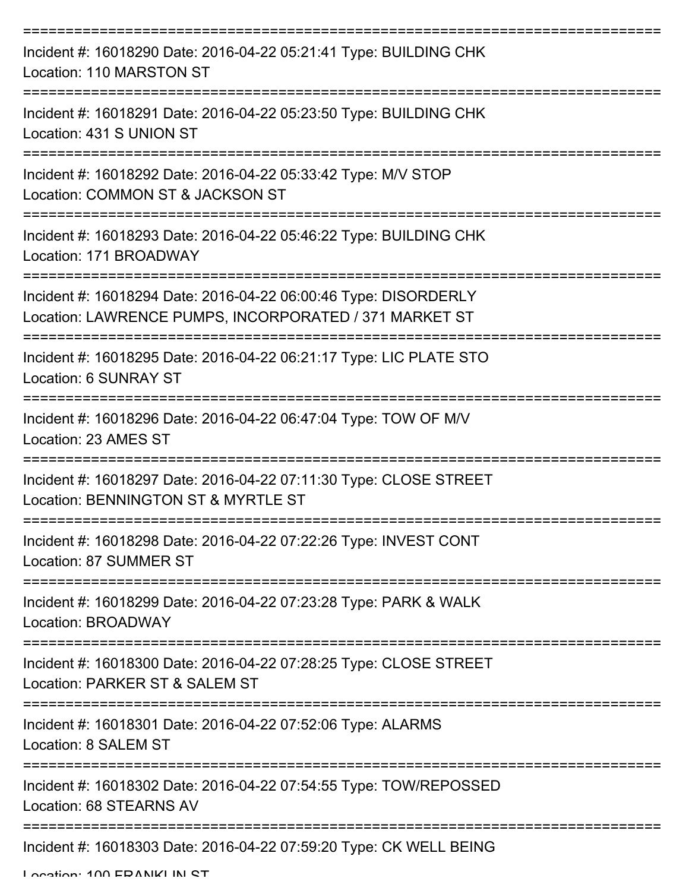===========================================================================

Incident #: 16018290 Date: 2016-04-22 05:21:41 Type: BUILDING CHK
Location: 110 MARSTON ST

===========================================================================

Incident #: 16018291 Date: 2016-04-22 05:23:50 Type: BUILDING CHK
Location: 431 S UNION ST

===========================================================================

Incident #: 16018292 Date: 2016-04-22 05:33:42 Type: M/V STOP
Location: COMMON ST & JACKSON ST

===========================================================================

Incident #: 16018293 Date: 2016-04-22 05:46:22 Type: BUILDING CHK
Location: 171 BROADWAY

===========================================================================

Incident #: 16018294 Date: 2016-04-22 06:00:46 Type: DISORDERLY
Location: LAWRENCE PUMPS, INCORPORATED / 371 MARKET ST

===========================================================================

Incident #: 16018295 Date: 2016-04-22 06:21:17 Type: LIC PLATE STO
Location: 6 SUNRAY ST

===========================================================================

Incident #: 16018296 Date: 2016-04-22 06:47:04 Type: TOW OF M/V
Location: 23 AMES ST

===========================================================================

Incident #: 16018297 Date: 2016-04-22 07:11:30 Type: CLOSE STREET
Location: BENNINGTON ST & MYRTLE ST

===========================================================================

Incident #: 16018298 Date: 2016-04-22 07:22:26 Type: INVEST CONT
Location: 87 SUMMER ST

===========================================================================

Incident #: 16018299 Date: 2016-04-22 07:23:28 Type: PARK & WALK
Location: BROADWAY

===========================================================================

Incident #: 16018300 Date: 2016-04-22 07:28:25 Type: CLOSE STREET
Location: PARKER ST & SALEM ST

===========================================================================

Incident #: 16018301 Date: 2016-04-22 07:52:06 Type: ALARMS
Location: 8 SALEM ST

===========================================================================

Incident #: 16018302 Date: 2016-04-22 07:54:55 Type: TOW/REPOSSED
Location: 68 STEARNS AV

===========================================================================

Incident #: 16018303 Date: 2016-04-22 07:59:20 Type: CK WELL BEING
Location: 100 FRANKLIN ST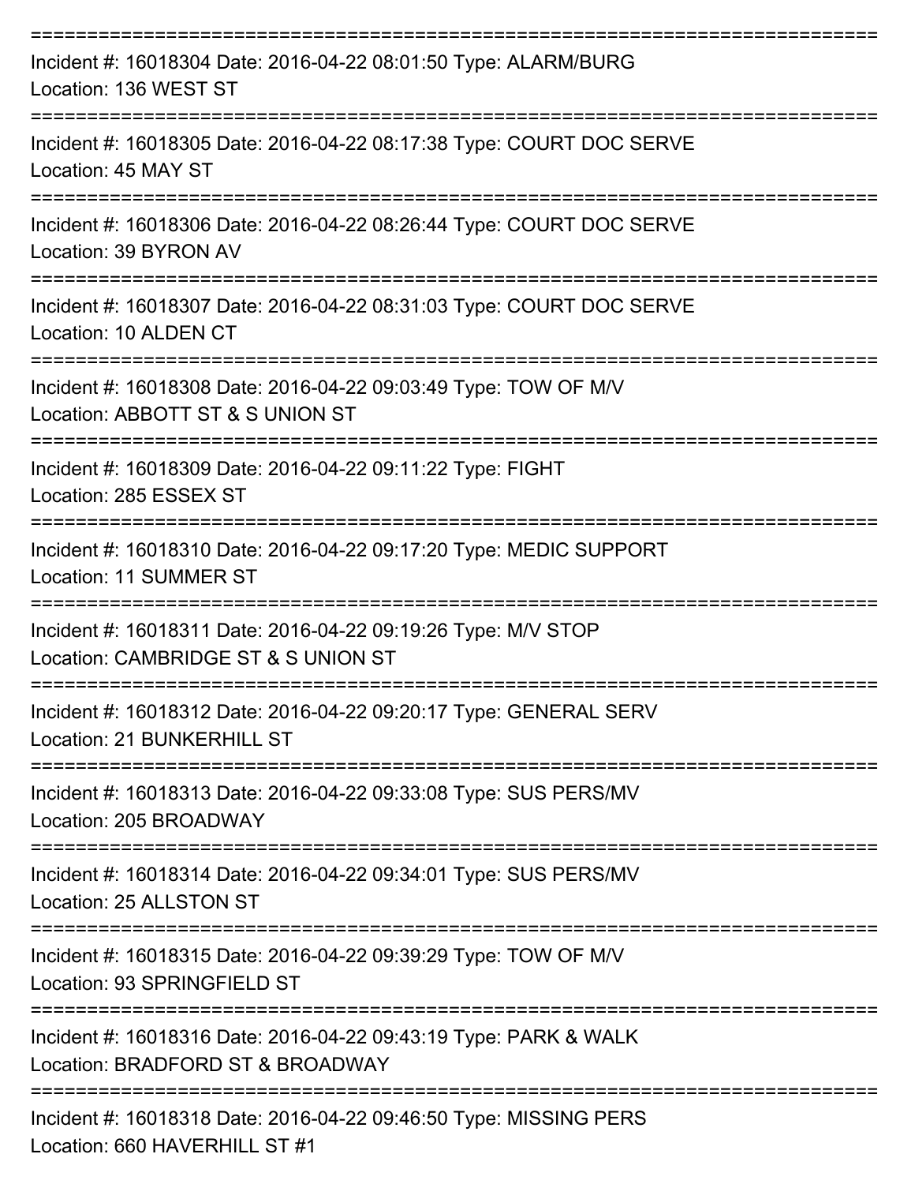Incident #: 16018304 Date: 2016-04-22 08:01:50 Type: ALARM/BURG
Location: 136 WEST ST

Incident #: 16018305 Date: 2016-04-22 08:17:38 Type: COURT DOC SERVE
Location: 45 MAY ST

Incident #: 16018306 Date: 2016-04-22 08:26:44 Type: COURT DOC SERVE
Location: 39 BYRON AV

Incident #: 16018307 Date: 2016-04-22 08:31:03 Type: COURT DOC SERVE
Location: 10 ALDEN CT

Incident #: 16018308 Date: 2016-04-22 09:03:49 Type: TOW OF M/V
Location: ABBOTT ST & S UNION ST

Incident #: 16018309 Date: 2016-04-22 09:11:22 Type: FIGHT
Location: 285 ESSEX ST

Incident #: 16018310 Date: 2016-04-22 09:17:20 Type: MEDIC SUPPORT
Location: 11 SUMMER ST

Incident #: 16018311 Date: 2016-04-22 09:19:26 Type: M/V STOP
Location: CAMBRIDGE ST & S UNION ST

Incident #: 16018312 Date: 2016-04-22 09:20:17 Type: GENERAL SERV
Location: 21 BUNKERHILL ST

Incident #: 16018313 Date: 2016-04-22 09:33:08 Type: SUS PERS/MV
Location: 205 BROADWAY

Incident #: 16018314 Date: 2016-04-22 09:34:01 Type: SUS PERS/MV
Location: 25 ALLSTON ST

Incident #: 16018315 Date: 2016-04-22 09:39:29 Type: TOW OF M/V
Location: 93 SPRINGFIELD ST

Incident #: 16018316 Date: 2016-04-22 09:43:19 Type: PARK & WALK
Location: BRADFORD ST & BROADWAY

Incident #: 16018318 Date: 2016-04-22 09:46:50 Type: MISSING PERS
Location: 660 HAVERHILL ST #1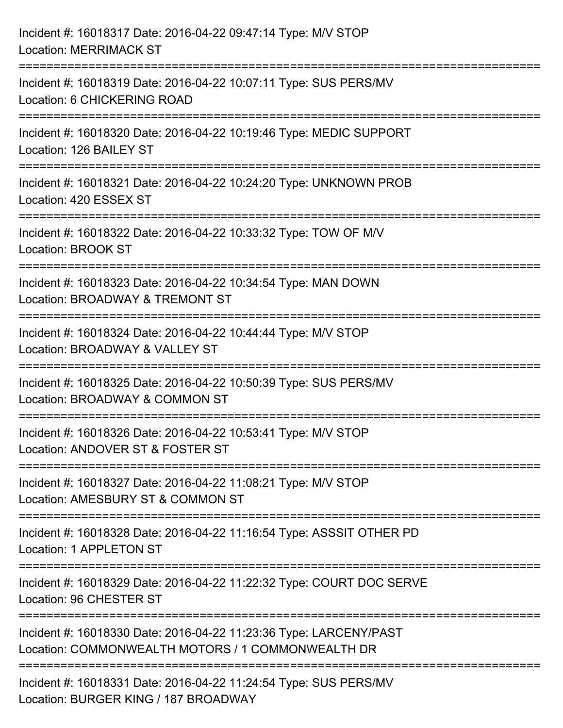Incident #: 16018317 Date: 2016-04-22 09:47:14 Type: M/V STOP
Location: MERRIMACK ST

===========================================================================

Incident #: 16018319 Date: 2016-04-22 10:07:11 Type: SUS PERS/MV
Location: 6 CHICKERING ROAD

===========================================================================

Incident #: 16018320 Date: 2016-04-22 10:19:46 Type: MEDIC SUPPORT
Location: 126 BAILEY ST

===========================================================================

Incident #: 16018321 Date: 2016-04-22 10:24:20 Type: UNKNOWN PROB
Location: 420 ESSEX ST

===========================================================================

Incident #: 16018322 Date: 2016-04-22 10:33:32 Type: TOW OF M/V
Location: BROOK ST

===========================================================================

Incident #: 16018323 Date: 2016-04-22 10:34:54 Type: MAN DOWN
Location: BROADWAY & TREMONT ST

===========================================================================

Incident #: 16018324 Date: 2016-04-22 10:44:44 Type: M/V STOP
Location: BROADWAY & VALLEY ST

===========================================================================

Incident #: 16018325 Date: 2016-04-22 10:50:39 Type: SUS PERS/MV
Location: BROADWAY & COMMON ST

===========================================================================

Incident #: 16018326 Date: 2016-04-22 10:53:41 Type: M/V STOP
Location: ANDOVER ST & FOSTER ST

===========================================================================

Incident #: 16018327 Date: 2016-04-22 11:08:21 Type: M/V STOP
Location: AMESBURY ST & COMMON ST

===========================================================================

Incident #: 16018328 Date: 2016-04-22 11:16:54 Type: ASSSIT OTHER PD
Location: 1 APPLETON ST

===========================================================================

Incident #: 16018329 Date: 2016-04-22 11:22:32 Type: COURT DOC SERVE
Location: 96 CHESTER ST

===========================================================================

Incident #: 16018330 Date: 2016-04-22 11:23:36 Type: LARCENY/PAST
Location: COMMONWEALTH MOTORS / 1 COMMONWEALTH DR

===========================================================================

Incident #: 16018331 Date: 2016-04-22 11:24:54 Type: SUS PERS/MV
Location: BURGER KING / 187 BROADWAY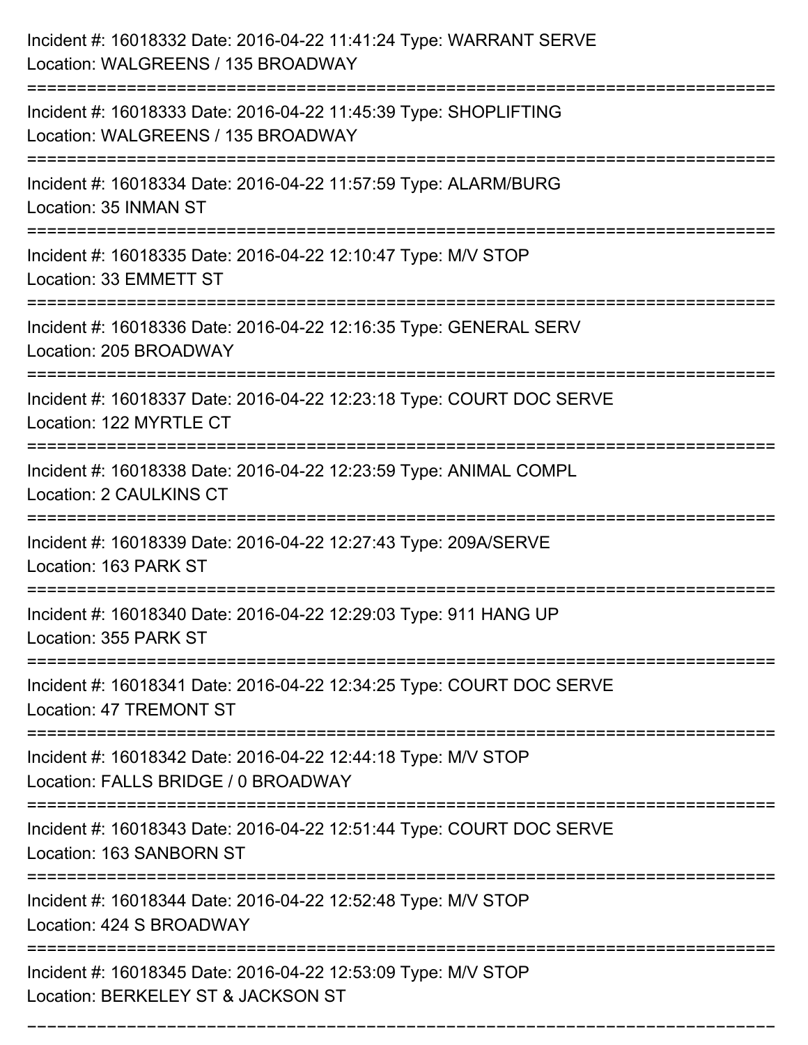Incident #: 16018332 Date: 2016-04-22 11:41:24 Type: WARRANT SERVE
Location: WALGREENS / 135 BROADWAY

===========================================================================

Incident #: 16018333 Date: 2016-04-22 11:45:39 Type: SHOPLIFTING
Location: WALGREENS / 135 BROADWAY

===========================================================================

Incident #: 16018334 Date: 2016-04-22 11:57:59 Type: ALARM/BURG
Location: 35 INMAN ST

===========================================================================

Incident #: 16018335 Date: 2016-04-22 12:10:47 Type: M/V STOP
Location: 33 EMMETT ST

===========================================================================

Incident #: 16018336 Date: 2016-04-22 12:16:35 Type: GENERAL SERV
Location: 205 BROADWAY

===========================================================================

Incident #: 16018337 Date: 2016-04-22 12:23:18 Type: COURT DOC SERVE
Location: 122 MYRTLE CT

===========================================================================

Incident #: 16018338 Date: 2016-04-22 12:23:59 Type: ANIMAL COMPL
Location: 2 CAULKINS CT

===========================================================================

Incident #: 16018339 Date: 2016-04-22 12:27:43 Type: 209A/SERVE
Location: 163 PARK ST

===========================================================================

Incident #: 16018340 Date: 2016-04-22 12:29:03 Type: 911 HANG UP
Location: 355 PARK ST

===========================================================================

Incident #: 16018341 Date: 2016-04-22 12:34:25 Type: COURT DOC SERVE
Location: 47 TREMONT ST

===========================================================================

Incident #: 16018342 Date: 2016-04-22 12:44:18 Type: M/V STOP
Location: FALLS BRIDGE / 0 BROADWAY

===========================================================================

Incident #: 16018343 Date: 2016-04-22 12:51:44 Type: COURT DOC SERVE
Location: 163 SANBORN ST

===========================================================================

Incident #: 16018344 Date: 2016-04-22 12:52:48 Type: M/V STOP
Location: 424 S BROADWAY

===========================================================================

Incident #: 16018345 Date: 2016-04-22 12:53:09 Type: M/V STOP
Location: BERKELEY ST & JACKSON ST

===========================================================================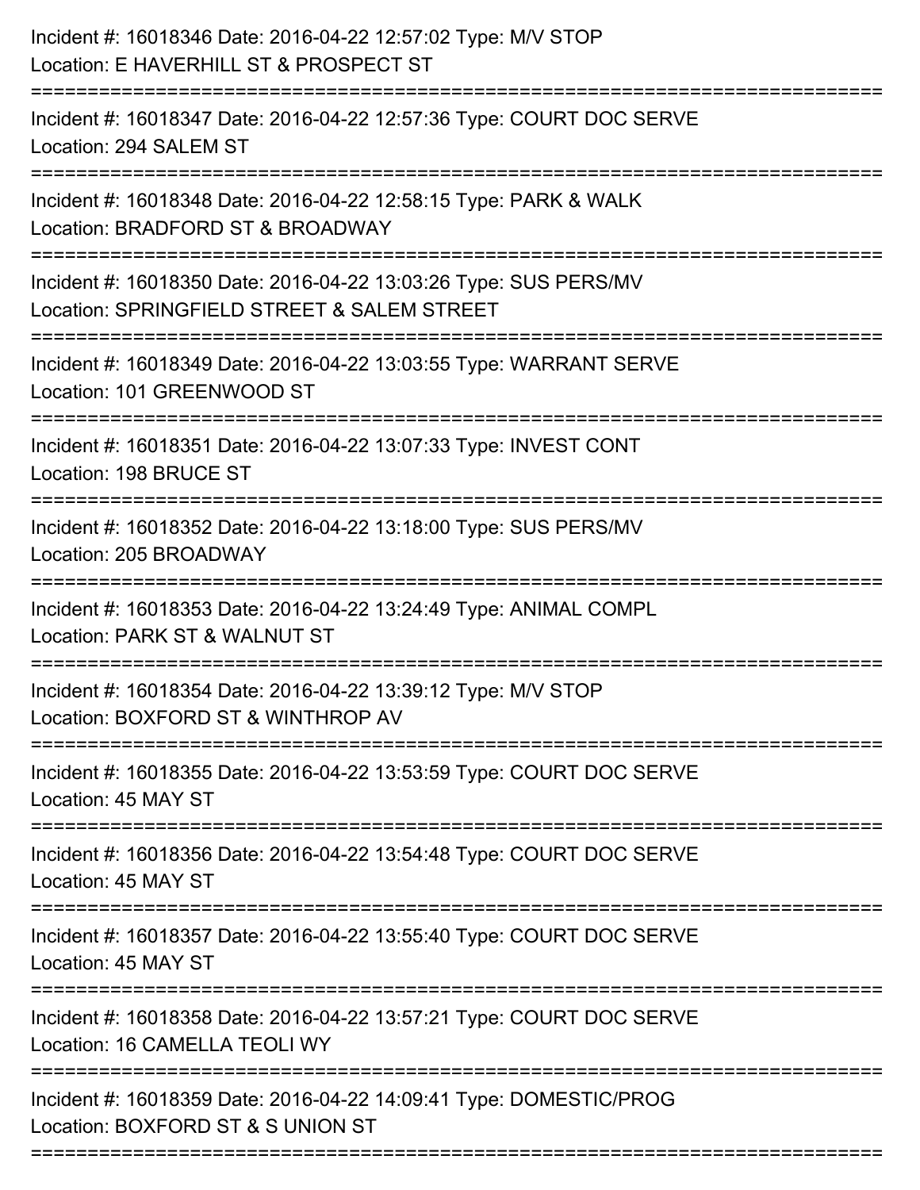Incident #: 16018346 Date: 2016-04-22 12:57:02 Type: M/V STOP
Location: E HAVERHILL ST & PROSPECT ST

===========================================================================

Incident #: 16018347 Date: 2016-04-22 12:57:36 Type: COURT DOC SERVE
Location: 294 SALEM ST

===========================================================================

Incident #: 16018348 Date: 2016-04-22 12:58:15 Type: PARK & WALK
Location: BRADFORD ST & BROADWAY

===========================================================================

Incident #: 16018350 Date: 2016-04-22 13:03:26 Type: SUS PERS/MV
Location: SPRINGFIELD STREET & SALEM STREET

===========================================================================

Incident #: 16018349 Date: 2016-04-22 13:03:55 Type: WARRANT SERVE
Location: 101 GREENWOOD ST

===========================================================================

Incident #: 16018351 Date: 2016-04-22 13:07:33 Type: INVEST CONT
Location: 198 BRUCE ST

===========================================================================

Incident #: 16018352 Date: 2016-04-22 13:18:00 Type: SUS PERS/MV
Location: 205 BROADWAY

===========================================================================

Incident #: 16018353 Date: 2016-04-22 13:24:49 Type: ANIMAL COMPL
Location: PARK ST & WALNUT ST

===========================================================================

Incident #: 16018354 Date: 2016-04-22 13:39:12 Type: M/V STOP
Location: BOXFORD ST & WINTHROP AV

===========================================================================

Incident #: 16018355 Date: 2016-04-22 13:53:59 Type: COURT DOC SERVE
Location: 45 MAY ST

===========================================================================

Incident #: 16018356 Date: 2016-04-22 13:54:48 Type: COURT DOC SERVE
Location: 45 MAY ST

===========================================================================

Incident #: 16018357 Date: 2016-04-22 13:55:40 Type: COURT DOC SERVE
Location: 45 MAY ST

===========================================================================

Incident #: 16018358 Date: 2016-04-22 13:57:21 Type: COURT DOC SERVE
Location: 16 CAMELLA TEOLI WY

===========================================================================

Incident #: 16018359 Date: 2016-04-22 14:09:41 Type: DOMESTIC/PROG
Location: BOXFORD ST & S UNION ST

===========================================================================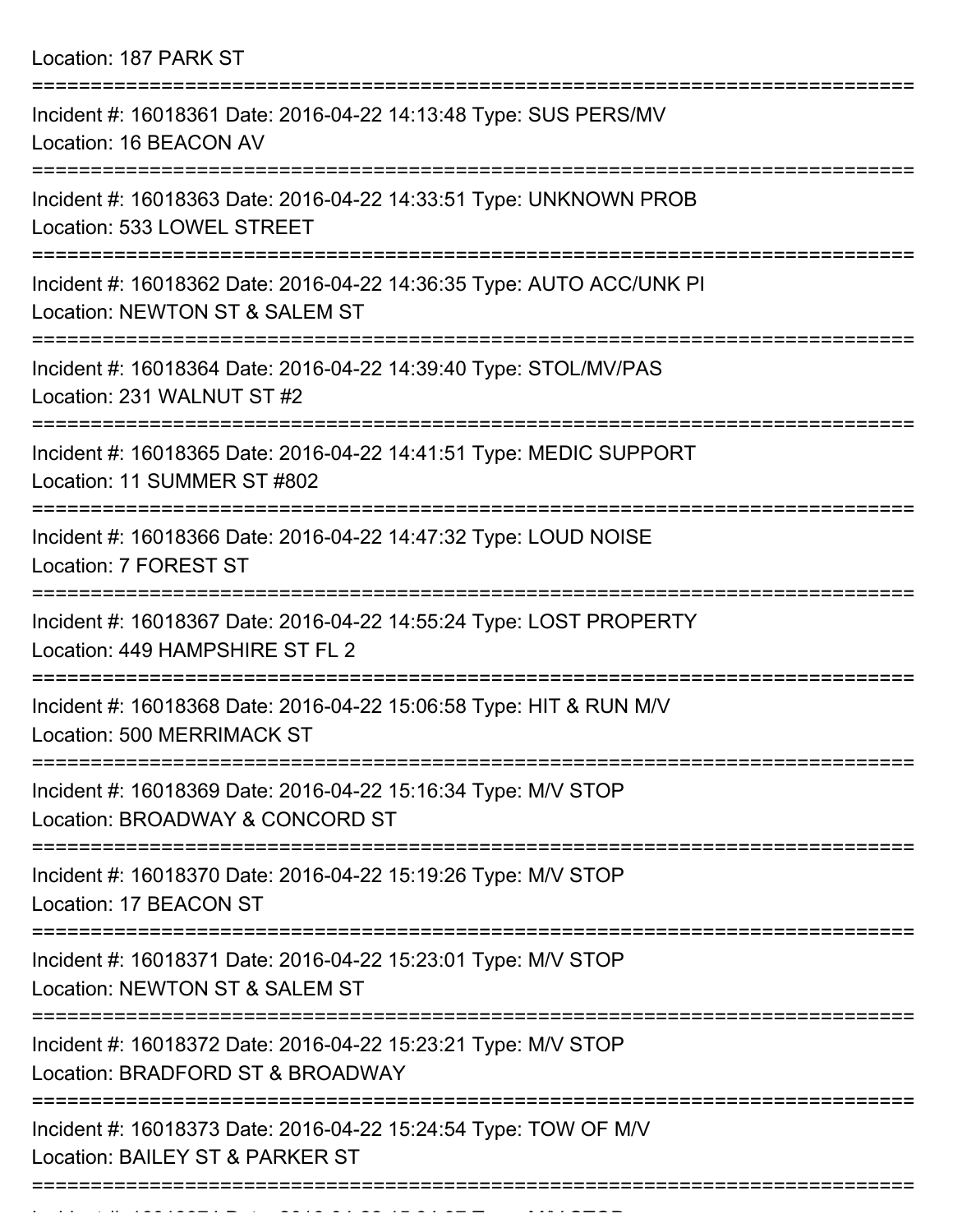Location: 187 PARK ST

===========================================================================

Incident #: 16018361 Date: 2016-04-22 14:13:48 Type: SUS PERS/MV
Location: 16 BEACON AV

===========================================================================

Incident #: 16018363 Date: 2016-04-22 14:33:51 Type: UNKNOWN PROB
Location: 533 LOWEL STREET

===========================================================================

Incident #: 16018362 Date: 2016-04-22 14:36:35 Type: AUTO ACC/UNK PI
Location: NEWTON ST & SALEM ST

===========================================================================

Incident #: 16018364 Date: 2016-04-22 14:39:40 Type: STOL/MV/PAS
Location: 231 WALNUT ST #2

===========================================================================

Incident #: 16018365 Date: 2016-04-22 14:41:51 Type: MEDIC SUPPORT
Location: 11 SUMMER ST #802

===========================================================================

Incident #: 16018366 Date: 2016-04-22 14:47:32 Type: LOUD NOISE
Location: 7 FOREST ST

===========================================================================

Incident #: 16018367 Date: 2016-04-22 14:55:24 Type: LOST PROPERTY
Location: 449 HAMPSHIRE ST FL 2

===========================================================================

Incident #: 16018368 Date: 2016-04-22 15:06:58 Type: HIT & RUN M/V
Location: 500 MERRIMACK ST

===========================================================================

Incident #: 16018369 Date: 2016-04-22 15:16:34 Type: M/V STOP
Location: BROADWAY & CONCORD ST

===========================================================================

Incident #: 16018370 Date: 2016-04-22 15:19:26 Type: M/V STOP
Location: 17 BEACON ST

===========================================================================

Incident #: 16018371 Date: 2016-04-22 15:23:01 Type: M/V STOP
Location: NEWTON ST & SALEM ST

===========================================================================

Incident #: 16018372 Date: 2016-04-22 15:23:21 Type: M/V STOP
Location: BRADFORD ST & BROADWAY

===========================================================================

Incident #: 16018373 Date: 2016-04-22 15:24:54 Type: TOW OF M/V
Location: BAILEY ST & PARKER ST

===========================================================================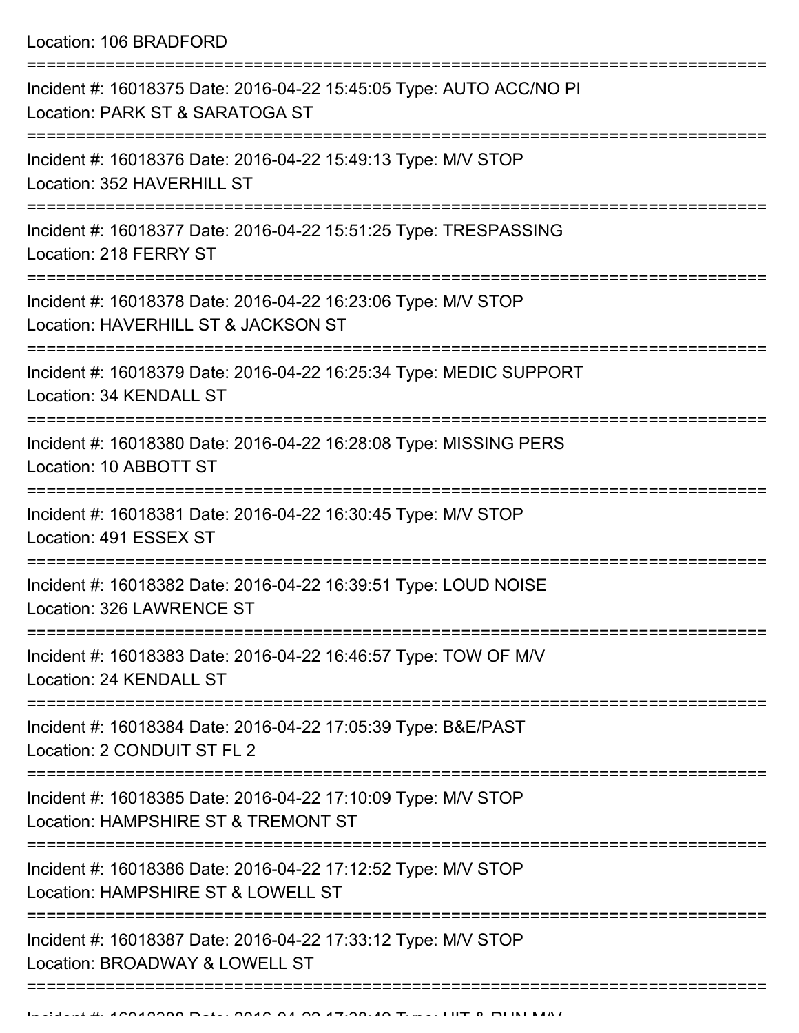Location: 106 BRADFORD

===========================================================================

Incident #: 16018375 Date: 2016-04-22 15:45:05 Type: AUTO ACC/NO PI
Location: PARK ST & SARATOGA ST

===========================================================================

Incident #: 16018376 Date: 2016-04-22 15:49:13 Type: M/V STOP
Location: 352 HAVERHILL ST

===========================================================================

Incident #: 16018377 Date: 2016-04-22 15:51:25 Type: TRESPASSING
Location: 218 FERRY ST

===========================================================================

Incident #: 16018378 Date: 2016-04-22 16:23:06 Type: M/V STOP
Location: HAVERHILL ST & JACKSON ST

===========================================================================

Incident #: 16018379 Date: 2016-04-22 16:25:34 Type: MEDIC SUPPORT
Location: 34 KENDALL ST

===========================================================================

Incident #: 16018380 Date: 2016-04-22 16:28:08 Type: MISSING PERS
Location: 10 ABBOTT ST

===========================================================================

Incident #: 16018381 Date: 2016-04-22 16:30:45 Type: M/V STOP
Location: 491 ESSEX ST

===========================================================================

Incident #: 16018382 Date: 2016-04-22 16:39:51 Type: LOUD NOISE
Location: 326 LAWRENCE ST

===========================================================================

Incident #: 16018383 Date: 2016-04-22 16:46:57 Type: TOW OF M/V
Location: 24 KENDALL ST

===========================================================================

Incident #: 16018384 Date: 2016-04-22 17:05:39 Type: B&E/PAST
Location: 2 CONDUIT ST FL 2

===========================================================================

Incident #: 16018385 Date: 2016-04-22 17:10:09 Type: M/V STOP
Location: HAMPSHIRE ST & TREMONT ST

===========================================================================

Incident #: 16018386 Date: 2016-04-22 17:12:52 Type: M/V STOP
Location: HAMPSHIRE ST & LOWELL ST

===========================================================================

Incident #: 16018387 Date: 2016-04-22 17:33:12 Type: M/V STOP
Location: BROADWAY & LOWELL ST

===========================================================================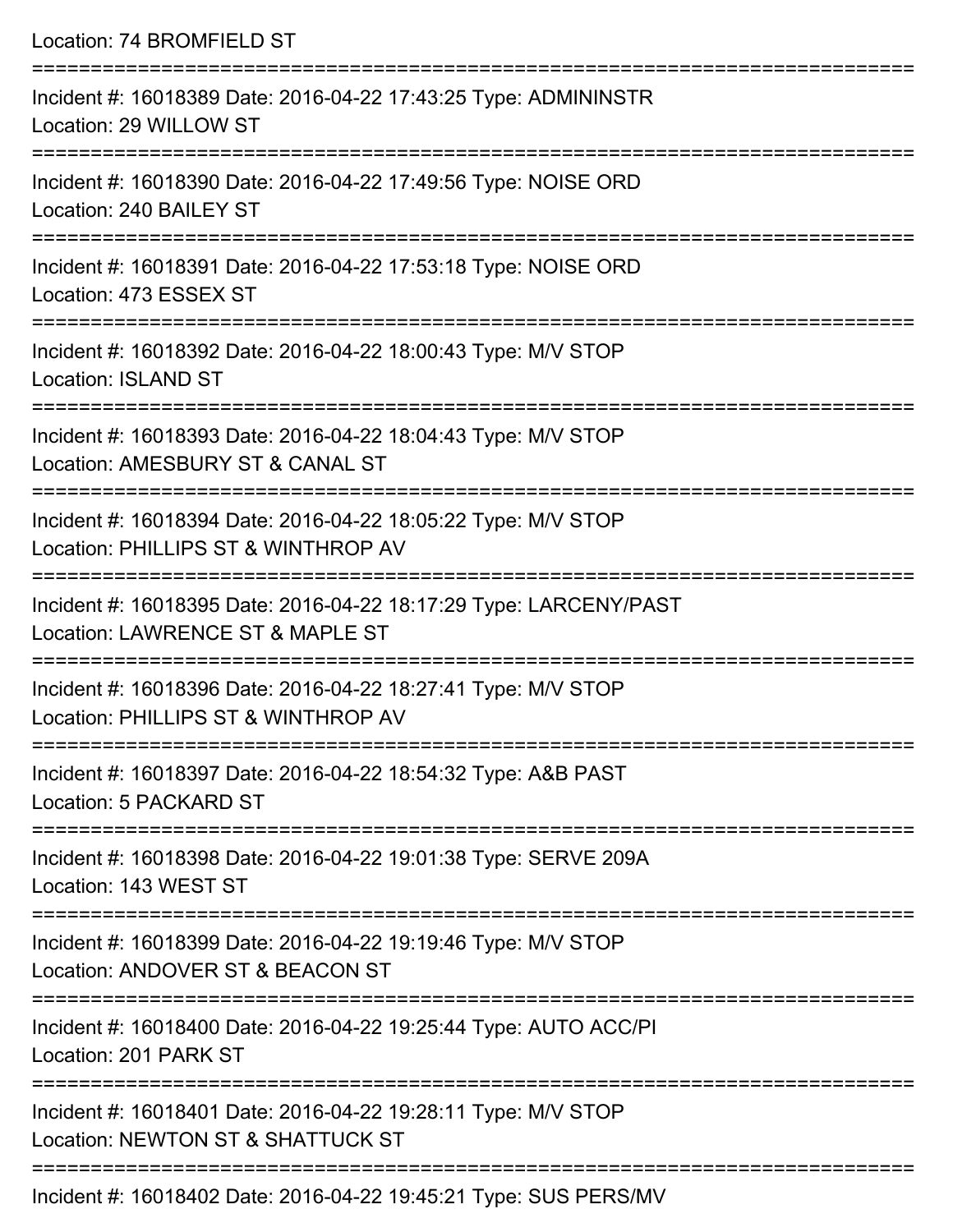Location: 74 BROMFIELD ST

===========================================================================

Incident #: 16018389 Date: 2016-04-22 17:43:25 Type: ADMININSTR
Location: 29 WILLOW ST

===========================================================================

Incident #: 16018390 Date: 2016-04-22 17:49:56 Type: NOISE ORD
Location: 240 BAILEY ST

===========================================================================

Incident #: 16018391 Date: 2016-04-22 17:53:18 Type: NOISE ORD
Location: 473 ESSEX ST

===========================================================================

Incident #: 16018392 Date: 2016-04-22 18:00:43 Type: M/V STOP
Location: ISLAND ST

===========================================================================

Incident #: 16018393 Date: 2016-04-22 18:04:43 Type: M/V STOP
Location: AMESBURY ST & CANAL ST

===========================================================================

Incident #: 16018394 Date: 2016-04-22 18:05:22 Type: M/V STOP
Location: PHILLIPS ST & WINTHROP AV

===========================================================================

Incident #: 16018395 Date: 2016-04-22 18:17:29 Type: LARCENY/PAST
Location: LAWRENCE ST & MAPLE ST

===========================================================================

Incident #: 16018396 Date: 2016-04-22 18:27:41 Type: M/V STOP
Location: PHILLIPS ST & WINTHROP AV

===========================================================================

Incident #: 16018397 Date: 2016-04-22 18:54:32 Type: A&B PAST
Location: 5 PACKARD ST

===========================================================================

Incident #: 16018398 Date: 2016-04-22 19:01:38 Type: SERVE 209A
Location: 143 WEST ST

===========================================================================

Incident #: 16018399 Date: 2016-04-22 19:19:46 Type: M/V STOP
Location: ANDOVER ST & BEACON ST

===========================================================================

Incident #: 16018400 Date: 2016-04-22 19:25:44 Type: AUTO ACC/PI
Location: 201 PARK ST

===========================================================================

Incident #: 16018401 Date: 2016-04-22 19:28:11 Type: M/V STOP
Location: NEWTON ST & SHATTUCK ST

===========================================================================

Incident #: 16018402 Date: 2016-04-22 19:45:21 Type: SUS PERS/MV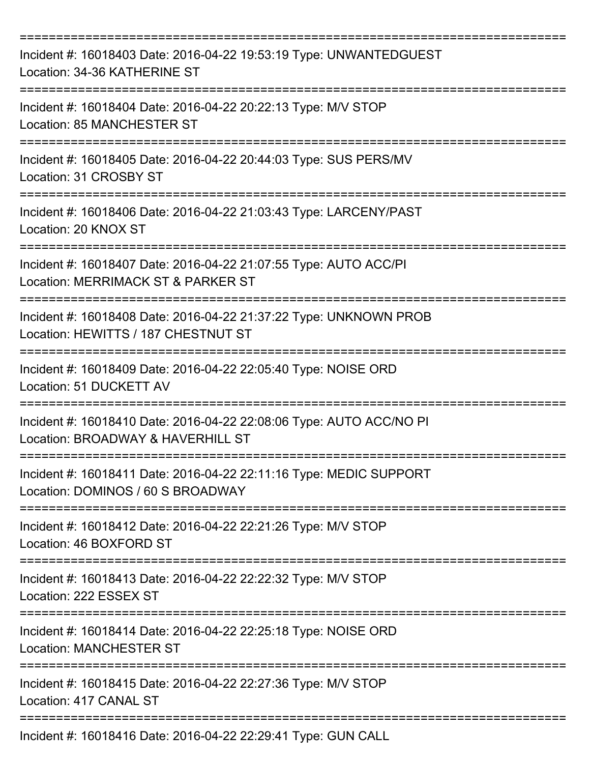===========================================================================

Incident #: 16018403 Date: 2016-04-22 19:53:19 Type: UNWANTEDGUEST
Location: 34-36 KATHERINE ST

===========================================================================

Incident #: 16018404 Date: 2016-04-22 20:22:13 Type: M/V STOP
Location: 85 MANCHESTER ST

===========================================================================

Incident #: 16018405 Date: 2016-04-22 20:44:03 Type: SUS PERS/MV
Location: 31 CROSBY ST

===========================================================================

Incident #: 16018406 Date: 2016-04-22 21:03:43 Type: LARCENY/PAST
Location: 20 KNOX ST

===========================================================================

Incident #: 16018407 Date: 2016-04-22 21:07:55 Type: AUTO ACC/PI
Location: MERRIMACK ST & PARKER ST

===========================================================================

Incident #: 16018408 Date: 2016-04-22 21:37:22 Type: UNKNOWN PROB
Location: HEWITTS / 187 CHESTNUT ST

===========================================================================

Incident #: 16018409 Date: 2016-04-22 22:05:40 Type: NOISE ORD
Location: 51 DUCKETT AV

===========================================================================

Incident #: 16018410 Date: 2016-04-22 22:08:06 Type: AUTO ACC/NO PI
Location: BROADWAY & HAVERHILL ST

===========================================================================

Incident #: 16018411 Date: 2016-04-22 22:11:16 Type: MEDIC SUPPORT
Location: DOMINOS / 60 S BROADWAY

===========================================================================

Incident #: 16018412 Date: 2016-04-22 22:21:26 Type: M/V STOP
Location: 46 BOXFORD ST

===========================================================================

Incident #: 16018413 Date: 2016-04-22 22:22:32 Type: M/V STOP
Location: 222 ESSEX ST

===========================================================================

Incident #: 16018414 Date: 2016-04-22 22:25:18 Type: NOISE ORD
Location: MANCHESTER ST

===========================================================================

Incident #: 16018415 Date: 2016-04-22 22:27:36 Type: M/V STOP
Location: 417 CANAL ST

===========================================================================

Incident #: 16018416 Date: 2016-04-22 22:29:41 Type: GUN CALL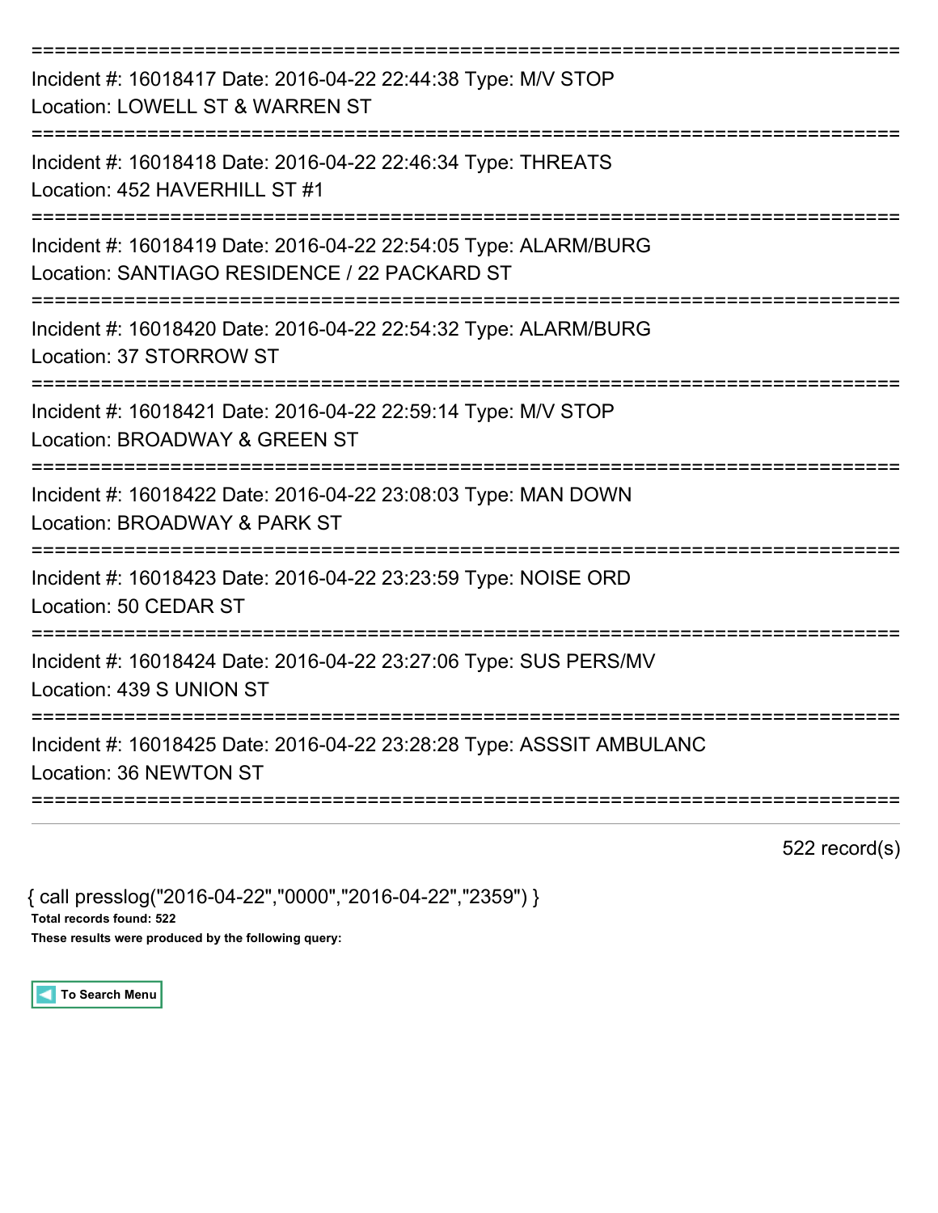===========================================================================

Incident #: 16018417 Date: 2016-04-22 22:44:38 Type: M/V STOP
Location: LOWELL ST & WARREN ST

===========================================================================

Incident #: 16018418 Date: 2016-04-22 22:46:34 Type: THREATS
Location: 452 HAVERHILL ST #1

===========================================================================

Incident #: 16018419 Date: 2016-04-22 22:54:05 Type: ALARM/BURG
Location: SANTIAGO RESIDENCE / 22 PACKARD ST

===========================================================================

Incident #: 16018420 Date: 2016-04-22 22:54:32 Type: ALARM/BURG
Location: 37 STORROW ST

===========================================================================

Incident #: 16018421 Date: 2016-04-22 22:59:14 Type: M/V STOP
Location: BROADWAY & GREEN ST

===========================================================================

Incident #: 16018422 Date: 2016-04-22 23:08:03 Type: MAN DOWN
Location: BROADWAY & PARK ST

===========================================================================

Incident #: 16018423 Date: 2016-04-22 23:23:59 Type: NOISE ORD
Location: 50 CEDAR ST

===========================================================================

Incident #: 16018424 Date: 2016-04-22 23:27:06 Type: SUS PERS/MV
Location: 439 S UNION ST

===========================================================================

Incident #: 16018425 Date: 2016-04-22 23:28:28 Type: ASSSIT AMBULANC
Location: 36 NEWTON ST

===========================================================================

522 record(s)

{ call presslog("2016-04-22","0000","2016-04-22","2359") }

**Total records found: 522**

**These results were produced by the following query:**

To Search Menu